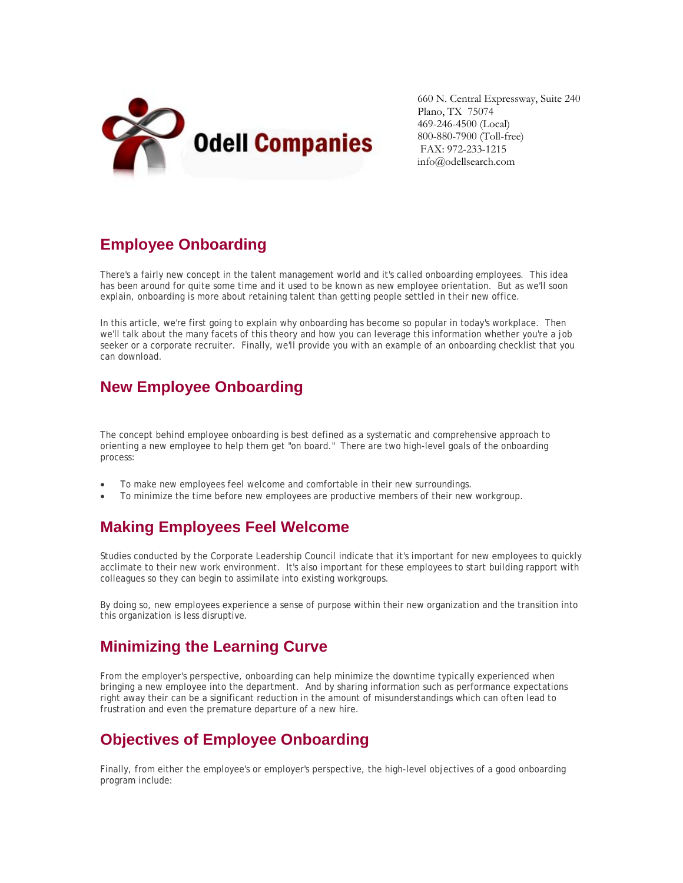Odell Companies

660 N. Central Expressway, Suite 240
Plano, TX 75074
469-246-4500 (Local)
800-880-7900 (Toll-free)
FAX: 972-233-1215
info@odellsearch.com

## Employee Onboarding

There's a fairly new concept in the talent management world and it's called onboarding employees. This idea has been around for quite some time and it used to be known as new employee orientation. But as we'll soon explain, onboarding is more about retaining talent than getting people settled in their new office.

In this article, we're first going to explain why onboarding has become so popular in today's workplace. Then we'll talk about the many facets of this theory and how you can leverage this information whether you're a job seeker or a corporate recruiter. Finally, we'll provide you with an example of an onboarding checklist that you can download.

## New Employee Onboarding

The concept behind employee onboarding is best defined as a systematic and comprehensive approach to orienting a new employee to help them get "on board." There are two high-level goals of the onboarding process:

- To make new employees feel welcome and comfortable in their new surroundings.
- To minimize the time before new employees are productive members of their new workgroup.

## Making Employees Feel Welcome

Studies conducted by the Corporate Leadership Council indicate that it's important for new employees to quickly acclimate to their new work environment. It's also important for these employees to start building rapport with colleagues so they can begin to assimilate into existing workgroups.

By doing so, new employees experience a sense of purpose within their new organization and the transition into this organization is less disruptive.

## Minimizing the Learning Curve

From the employer's perspective, onboarding can help minimize the downtime typically experienced when bringing a new employee into the department. And by sharing information such as performance expectations right away their can be a significant reduction in the amount of misunderstandings which can often lead to frustration and even the premature departure of a new hire.

## Objectives of Employee Onboarding

Finally, from either the employee's or employer's perspective, the high-level objectives of a good onboarding program include: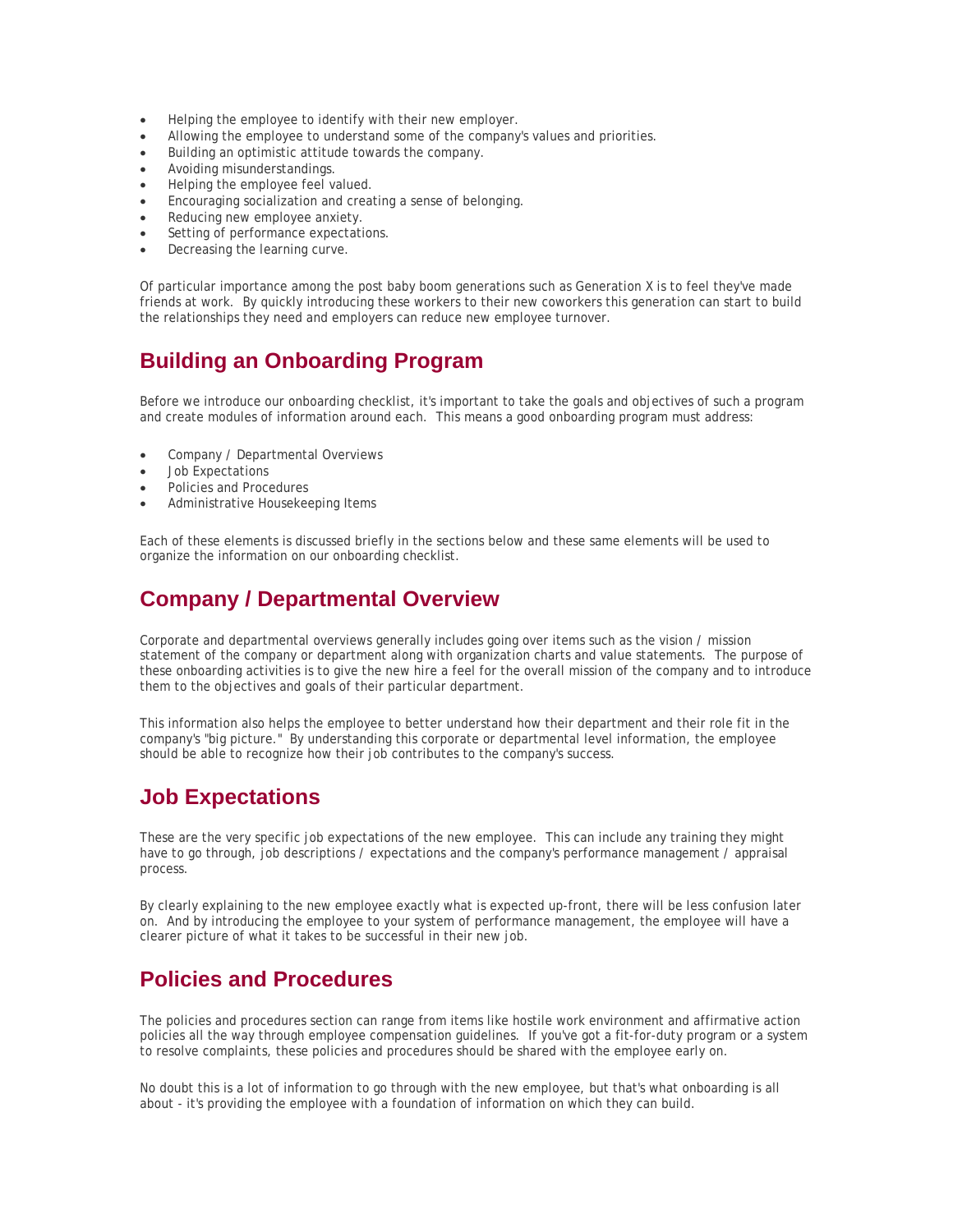- Helping the employee to identify with their new employer.
- Allowing the employee to understand some of the company's values and priorities.
- Building an optimistic attitude towards the company.
- Avoiding misunderstandings.
- Helping the employee feel valued.
- Encouraging socialization and creating a sense of belonging.
- Reducing new employee anxiety.
- Setting of performance expectations.
- Decreasing the learning curve.

Of particular importance among the post baby boom generations such as Generation X is to feel they've made friends at work. By quickly introducing these workers to their new coworkers this generation can start to build the relationships they need and employers can reduce new employee turnover.

## Building an Onboarding Program

Before we introduce our onboarding checklist, it's important to take the goals and objectives of such a program and create modules of information around each. This means a good onboarding program must address:

- Company / Departmental Overviews
- Job Expectations
- Policies and Procedures
- Administrative Housekeeping Items

Each of these elements is discussed briefly in the sections below and these same elements will be used to organize the information on our onboarding checklist.

## Company / Departmental Overview

Corporate and departmental overviews generally includes going over items such as the vision / mission statement of the company or department along with organization charts and value statements. The purpose of these onboarding activities is to give the new hire a feel for the overall mission of the company and to introduce them to the objectives and goals of their particular department.

This information also helps the employee to better understand how their department and their role fit in the company's "big picture." By understanding this corporate or departmental level information, the employee should be able to recognize how their job contributes to the company's success.

## Job Expectations

These are the very specific job expectations of the new employee. This can include any training they might have to go through, job descriptions / expectations and the company's performance management / appraisal process.

By clearly explaining to the new employee exactly what is expected up-front, there will be less confusion later on. And by introducing the employee to your system of performance management, the employee will have a clearer picture of what it takes to be successful in their new job.

## Policies and Procedures

The policies and procedures section can range from items like hostile work environment and affirmative action policies all the way through employee compensation guidelines. If you've got a fit-for-duty program or a system to resolve complaints, these policies and procedures should be shared with the employee early on.

No doubt this is a lot of information to go through with the new employee, but that's what onboarding is all about - it's providing the employee with a foundation of information on which they can build.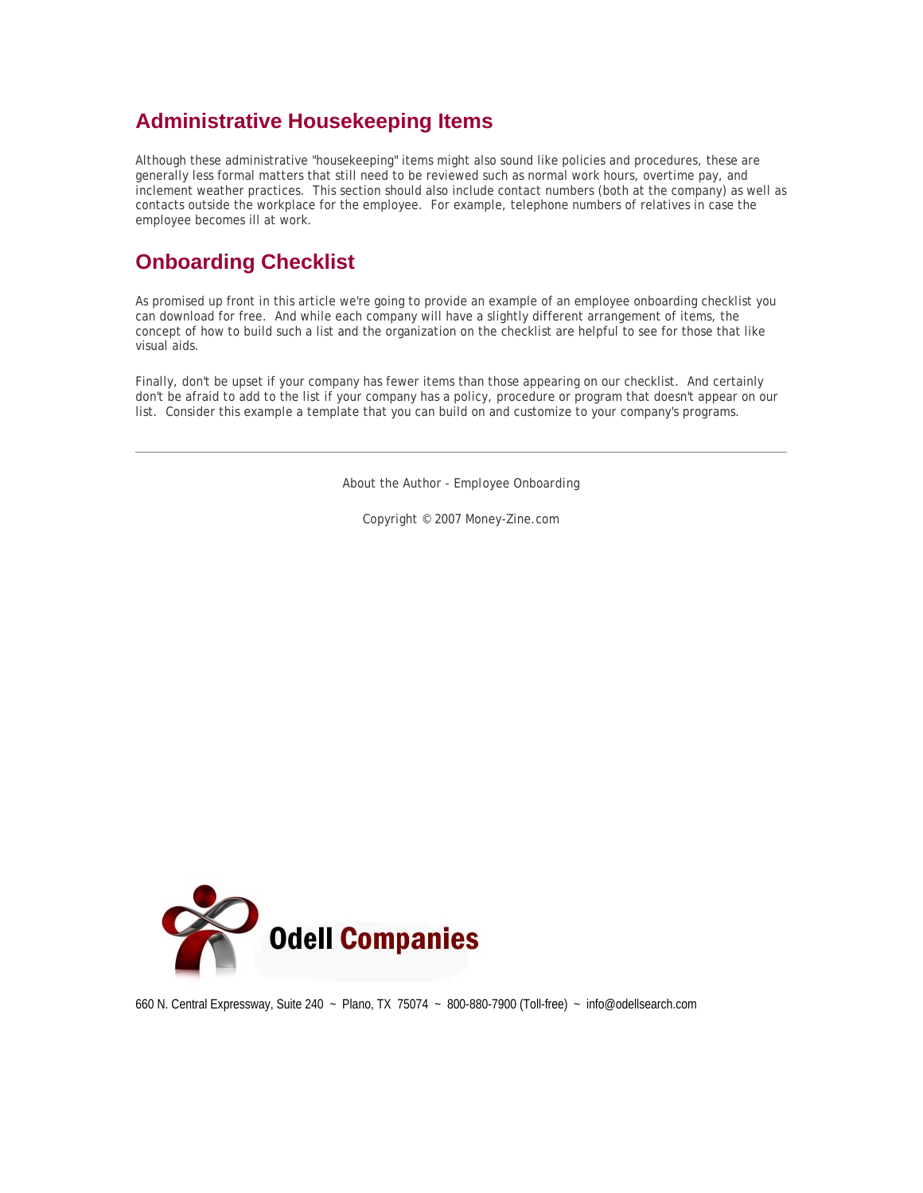## Administrative Housekeeping Items

Although these administrative "housekeeping" items might also sound like policies and procedures, these are generally less formal matters that still need to be reviewed such as normal work hours, overtime pay, and inclement weather practices. This section should also include contact numbers (both at the company) as well as contacts outside the workplace for the employee. For example, telephone numbers of relatives in case the employee becomes ill at work.

## Onboarding Checklist

As promised up front in this article we're going to provide an example of an employee onboarding checklist you can download for free. And while each company will have a slightly different arrangement of items, the concept of how to build such a list and the organization on the checklist are helpful to see for those that like visual aids.

Finally, don't be upset if your company has fewer items than those appearing on our checklist. And certainly don't be afraid to add to the list if your company has a policy, procedure or program that doesn't appear on our list. Consider this example a template that you can build on and customize to your company's programs.

---

About the Author - Employee Onboarding

Copyright © 2007 Money-Zine.com

Odell Companies

660 N. Central Expressway, Suite 240 ~ Plano, TX 75074 ~ 800-880-7900 (Toll-free) ~ info@odellsearch.com